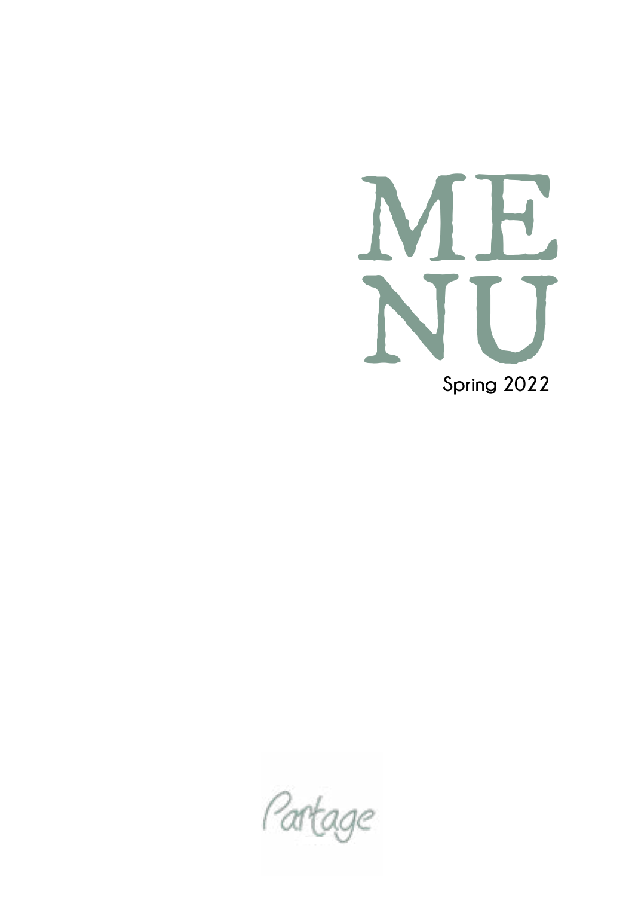# MENU

Spring 2022

Partage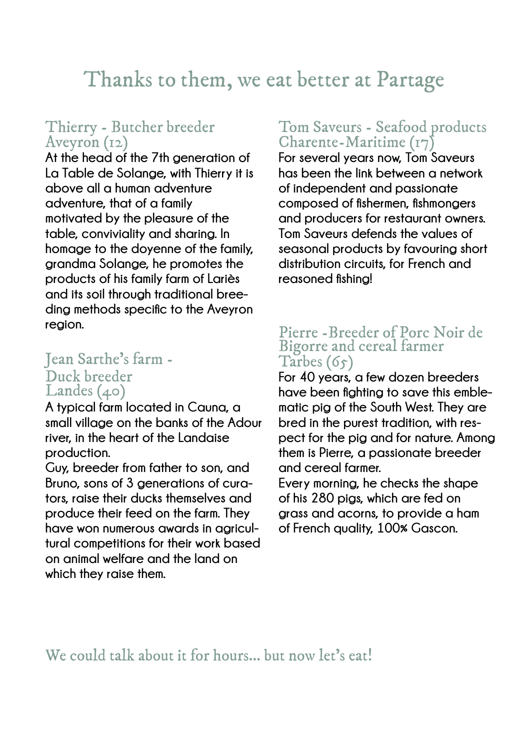# Thanks to them, we eat better at Partage

## Thierry - Butcher breeder Aveyron (12)

At the head of the 7th generation of La Table de Solange, with Thierry it is above all a human adventure adventure, that of a family motivated by the pleasure of the table, conviviality and sharing. In homage to the doyenne of the family, grandma Solange, he promotes the products of his family farm of Lariès and its soil through traditional breeding methods specific to the Aveyron region.

## Jean Sarthe's farm - Duck breeder Landes (40)

A typical farm located in Cauna, a small village on the banks of the Adour river, in the heart of the Landaise production.

Guy, breeder from father to son, and Bruno, sons of 3 generations of curators, raise their ducks themselves and produce their feed on the farm. They have won numerous awards in agricultural competitions for their work based on animal welfare and the land on which they raise them.

## Tom Saveurs - Seafood products Charente-Maritime (17)

For several years now, Tom Saveurs has been the link between a network of independent and passionate composed of fishermen, fishmongers and producers for restaurant owners. Tom Saveurs defends the values of seasonal products by favouring short distribution circuits, for French and reasoned fishing!

## Pierre -Breeder of Porc Noir de Bigorre and cereal farmer Tarbes (65)

For 40 years, a few dozen breeders have been fighting to save this emblematic pig of the South West. They are bred in the purest tradition, with respect for the pig and for nature. Among them is Pierre, a passionate breeder and cereal farmer.

Every morning, he checks the shape of his 280 pigs, which are fed on grass and acorns, to provide a ham of French quality, 100% Gascon.

We could talk about it for hours... but now let's eat!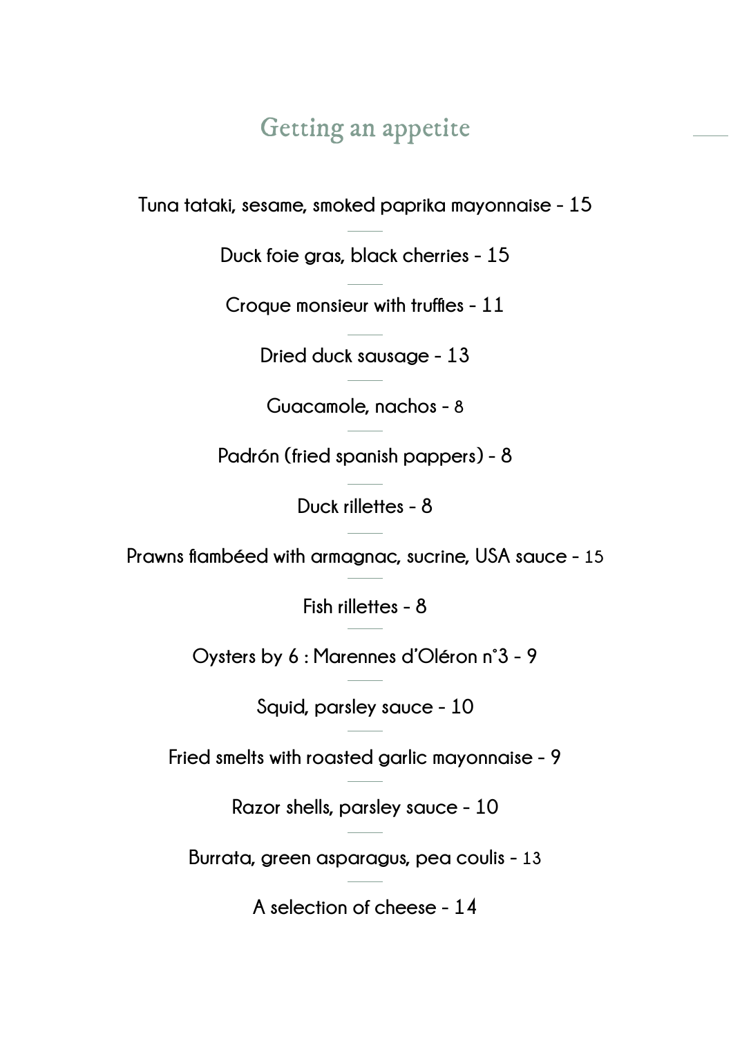# Getting an appetite

Tuna tataki, sesame, smoked paprika mayonnaise - 15

Duck foie gras, black cherries - 15

Croque monsieur with truffles - 11

Dried duck sausage - 13

Guacamole, nachos - 8

Padrón (fried spanish pappers) - 8

Duck rillettes - 8

Prawns flambéed with armagnac, sucrine, USA sauce - 15

Fish rillettes - 8

Oysters by 6 : Marennes d'Oléron n°3 - 9

Squid, parsley sauce - 10

Fried smelts with roasted garlic mayonnaise - 9

Razor shells, parsley sauce - 10

Burrata, green asparagus, pea coulis - 13

A selection of cheese - 14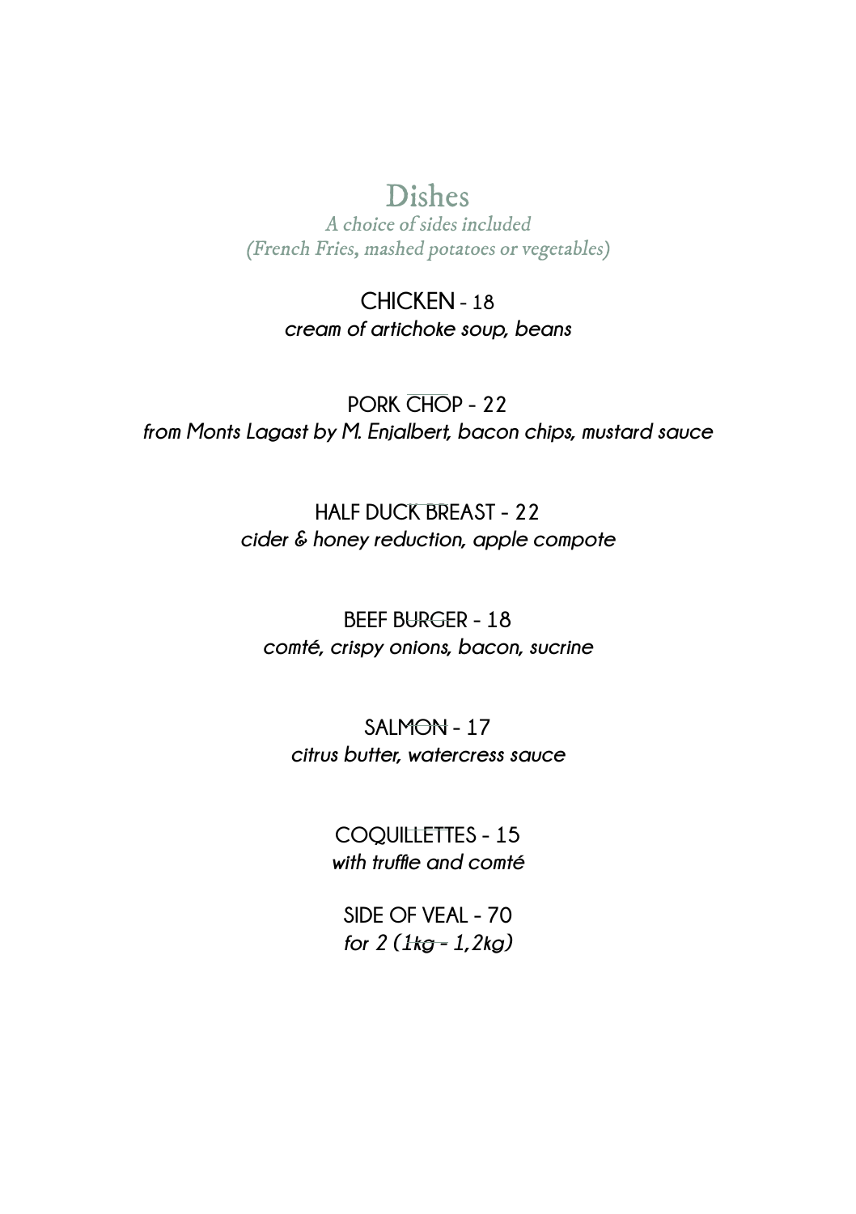# Dishes

*A choice of sides included*
*(French Fries, mashed potatoes or vegetables)*

**CHICKEN** - 18
*cream of artichoke soup, beans*

**PORK CHOP** - 22
*from Monts Lagast by M. Enjalbert, bacon chips, mustard sauce*

**HALF DUCK BREAST** - 22
*cider & honey reduction, apple compote*

**BEEF BURGER** - 18
*comté, crispy onions, bacon, sucrine*

**SALMON** - 17
*citrus butter, watercress sauce*

**COQUILLETTES** - 15
*with truffle and comté*

**SIDE OF VEAL** - 70
*for 2 (1kg - 1,2kg)*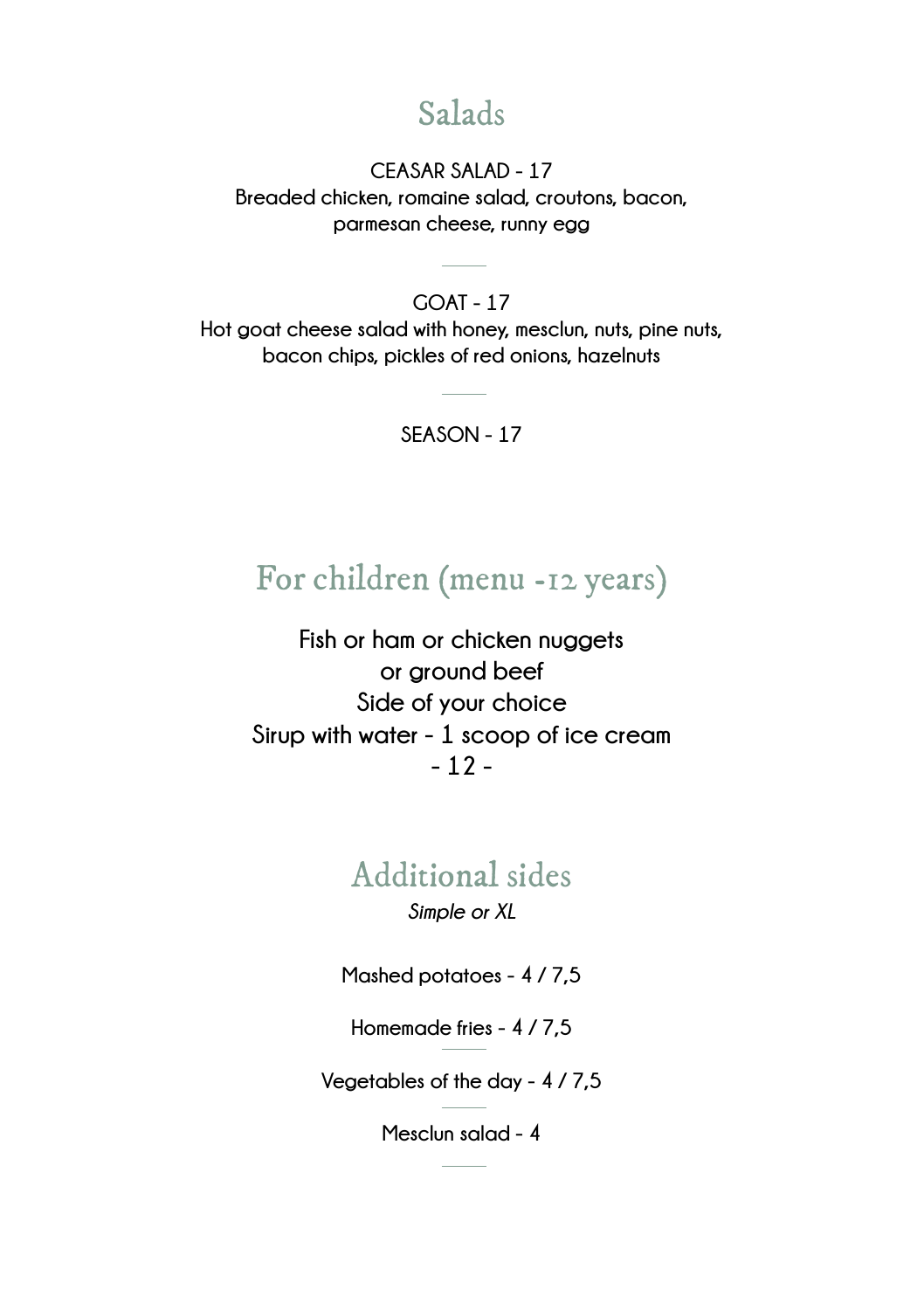## Salads

CEASAR SALAD - 17
Breaded chicken, romaine salad, croutons, bacon, parmesan cheese, runny egg

---

GOAT - 17
Hot goat cheese salad with honey, mesclun, nuts, pine nuts, bacon chips, pickles of red onions, hazelnuts

---

SEASON - 17

## For children (menu -12 years)

Fish or ham or chicken nuggets
or ground beef
Side of your choice
Sirup with water - 1 scoop of ice cream
\- 12 -

## Additional sides

*Simple or XL*

Mashed potatoes - 4 / 7,5

Homemade fries - 4 / 7,5

---

Vegetables of the day - 4 / 7,5

---

Mesclun salad - 4

---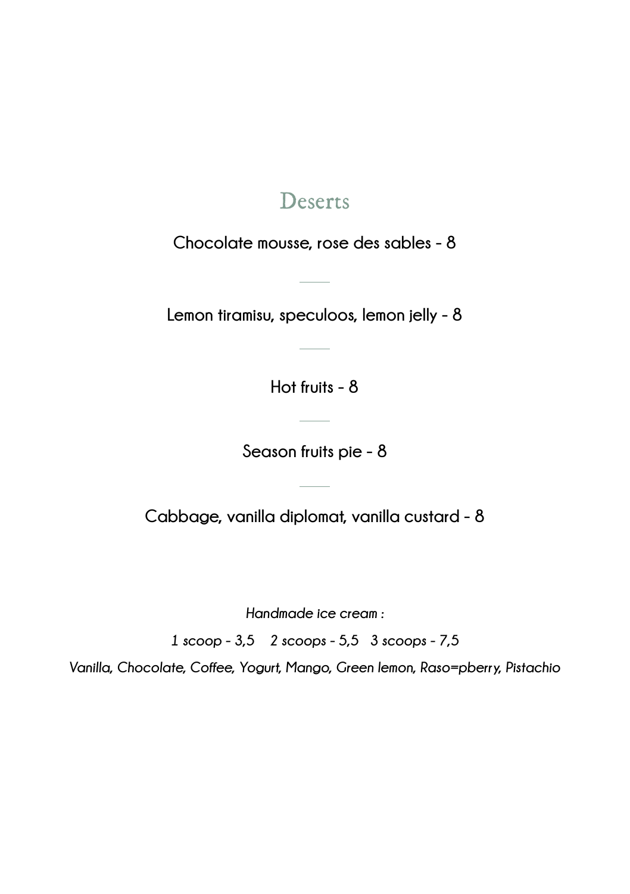# Deserts

Chocolate mousse, rose des sables - 8

---

Lemon tiramisu, speculoos, lemon jelly - 8

---

Hot fruits - 8

---

Season fruits pie - 8

---

Cabbage, vanilla diplomat, vanilla custard - 8

*Handmade ice cream :*

*1 scoop - 3,5    2 scoops - 5,5   3 scoops - 7,5*

*Vanilla, Chocolate, Coffee, Yogurt, Mango, Green lemon, Raso=pberry, Pistachio*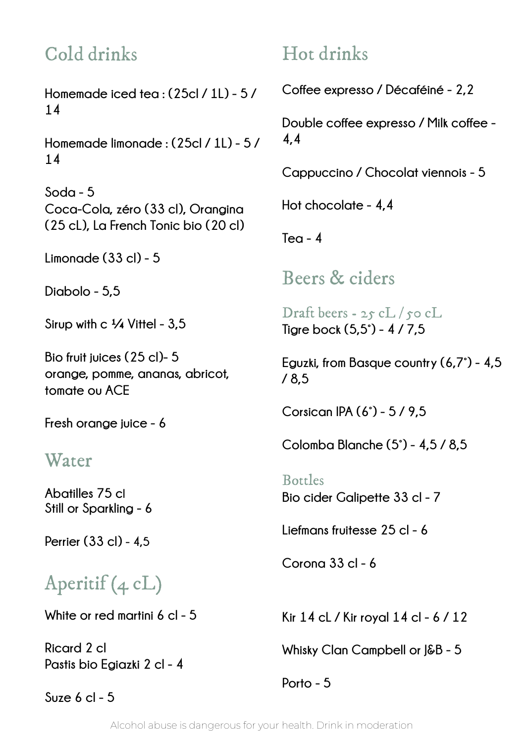## Cold drinks

Homemade iced tea : (25cl / 1L) - 5 / 14

Homemade limonade : (25cl / 1L) - 5 / 14

Soda - 5
Coca-Cola, zéro (33 cl), Orangina (25 cL), La French Tonic bio (20 cl)

Limonade (33 cl) - 5

Diabolo - 5,5

Sirup with c ¼ Vittel - 3,5

Bio fruit juices (25 cl)- 5
orange, pomme, ananas, abricot, tomate ou ACE

Fresh orange juice - 6

## Water

Abatilles 75 cl
Still or Sparkling - 6

Perrier (33 cl) - 4,5

## Aperitif (4 cL)

White or red martini 6 cl - 5

Ricard 2 cl
Pastis bio Egiazki 2 cl - 4

Suze 6 cl - 5

## Hot drinks

Coffee expresso / Décaféiné - 2,2

Double coffee expresso / Milk coffee - 4,4

Cappuccino / Chocolat viennois - 5

Hot chocolate - 4,4

Tea - 4

## Beers & ciders

### Draft beers - 25 cL / 50 cL

Tigre bock (5,5°) - 4 / 7,5

Eguzki, from Basque country (6,7°) - 4,5 / 8,5

Corsican IPA (6°) - 5 / 9,5

Colomba Blanche (5°) - 4,5 / 8,5

### Bottles

Bio cider Galipette 33 cl - 7

Liefmans fruitesse 25 cl - 6

Corona 33 cl - 6

Kir 14 cL / Kir royal 14 cl - 6 / 12

Whisky Clan Campbell or J&B - 5

Porto - 5

Alcohol abuse is dangerous for your health. Drink in moderation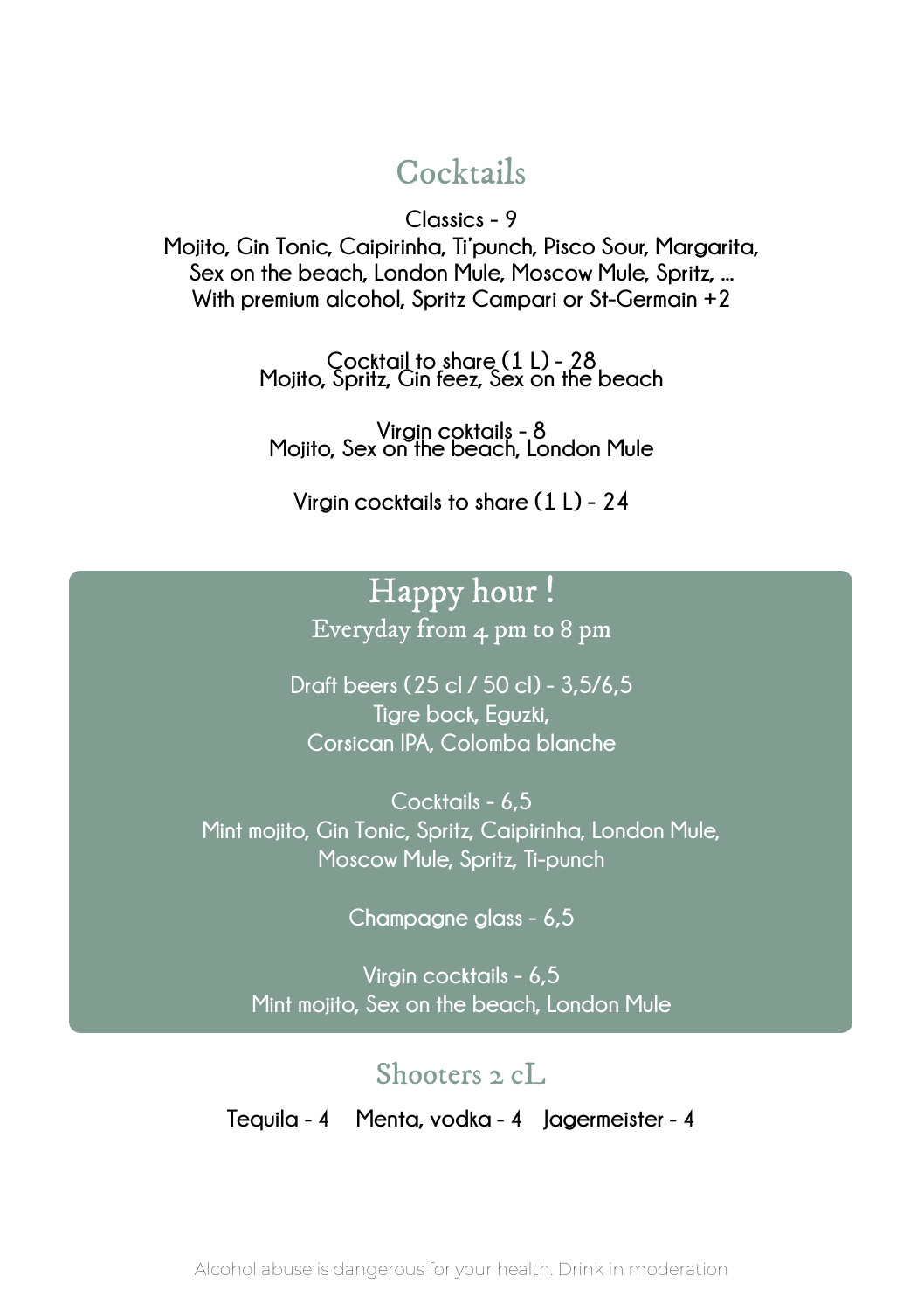# Cocktails

**Classics - 9**
**Mojito, Gin Tonic, Caipirinha, Ti'punch, Pisco Sour, Margarita, Sex on the beach, London Mule, Moscow Mule, Spritz, ...**
**With premium alcohol, Spritz Campari or St-Germain +2**

**Cocktail to share (1 L) - 28**
**Mojito, Spritz, Gin feez, Sex on the beach**

**Virgin coktails - 8**
**Mojito, Sex on the beach, London Mule**

**Virgin cocktails to share (1 L) - 24**

## Happy hour !

Everyday from 4 pm to 8 pm

Draft beers (25 cl / 50 cl) - 3,5/6,5
Tigre bock, Eguzki,
Corsican IPA, Colomba blanche

Cocktails - 6,5
Mint mojito, Gin Tonic, Spritz, Caipirinha, London Mule, Moscow Mule, Spritz, Ti-punch

Champagne glass - 6,5

Virgin cocktails - 6,5
Mint mojito, Sex on the beach, London Mule

## Shooters 2 cL

**Tequila - 4   Menta, vodka - 4   Jagermeister - 4**

Alcohol abuse is dangerous for your health. Drink in moderation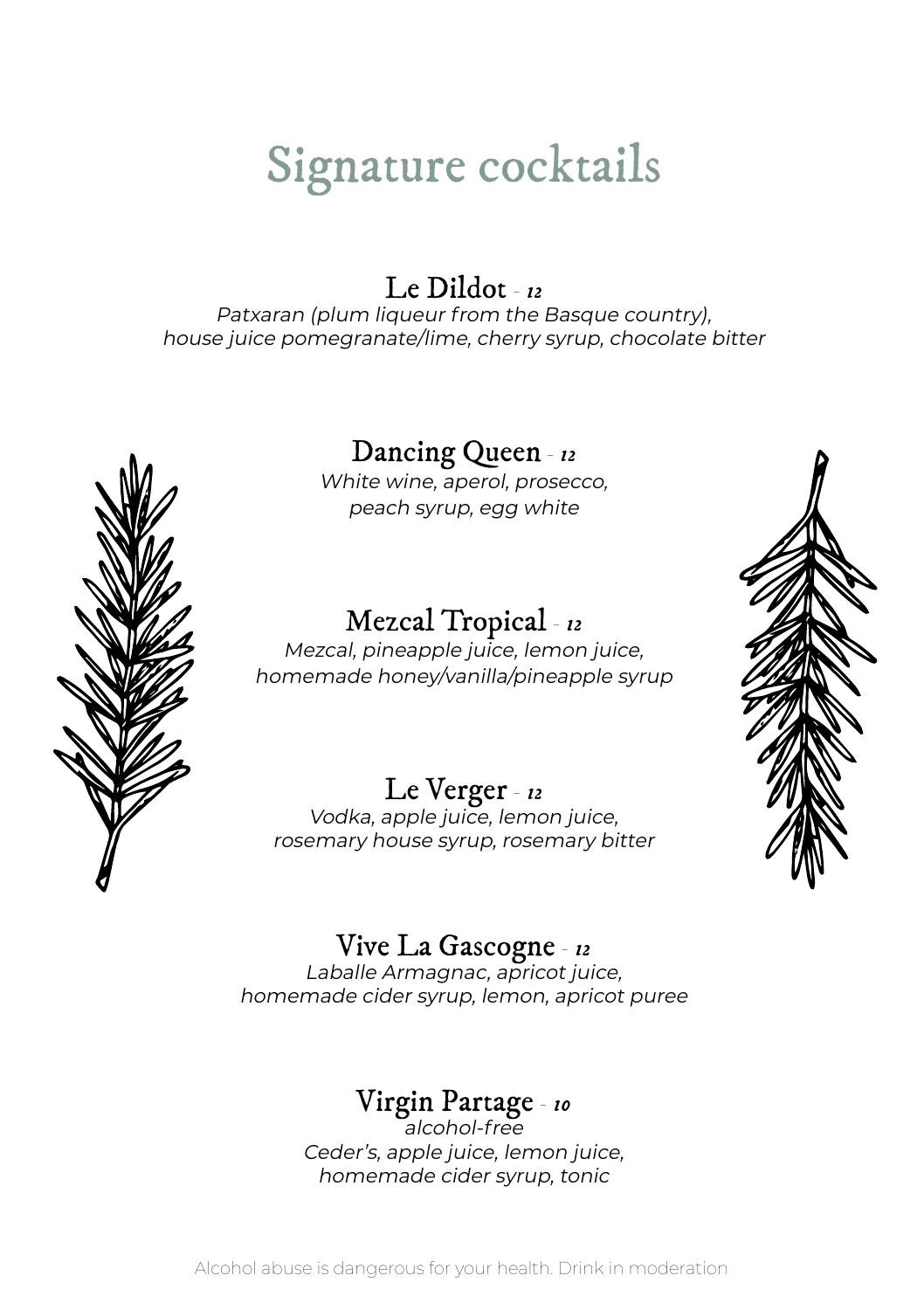# Signature cocktails

## Le Dildot - *12*

*Patxaran (plum liqueur from the Basque country),*
*house juice pomegranate/lime, cherry syrup, chocolate bitter*

## Dancing Queen - *12*

*White wine, aperol, prosecco,*
*peach syrup, egg white*

## Mezcal Tropical - *12*

*Mezcal, pineapple juice, lemon juice,*
*homemade honey/vanilla/pineapple syrup*

## Le Verger - *12*

*Vodka, apple juice, lemon juice,*
*rosemary house syrup, rosemary bitter*

## Vive La Gascogne - *12*

*Laballe Armagnac, apricot juice,*
*homemade cider syrup, lemon, apricot puree*

## Virgin Partage - *10*

*alcohol-free*
*Ceder's, apple juice, lemon juice,*
*homemade cider syrup, tonic*

Alcohol abuse is dangerous for your health. Drink in moderation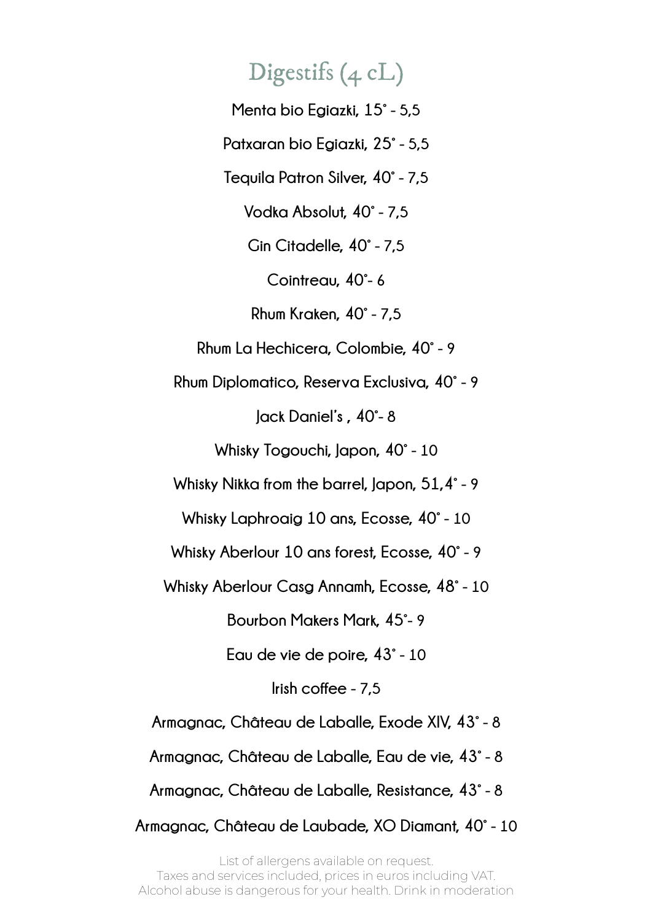# Digestifs (4 cL)

**Menta bio Egiazki, 15° - 5,5**

**Patxaran bio Egiazki, 25° - 5,5**

**Tequila Patron Silver, 40° - 7,5**

**Vodka Absolut, 40° - 7,5**

**Gin Citadelle, 40° - 7,5**

**Cointreau, 40°- 6**

**Rhum Kraken, 40° - 7,5**

**Rhum La Hechicera, Colombie, 40° - 9**

**Rhum Diplomatico, Reserva Exclusiva, 40° - 9**

**Jack Daniel's , 40°- 8**

**Whisky Togouchi, Japon, 40° - 10**

**Whisky Nikka from the barrel, Japon, 51,4° - 9**

**Whisky Laphroaig 10 ans, Ecosse, 40° - 10**

**Whisky Aberlour 10 ans forest, Ecosse, 40° - 9**

**Whisky Aberlour Casg Annamh, Ecosse, 48° - 10**

**Bourbon Makers Mark, 45°- 9**

**Eau de vie de poire, 43° - 10**

**Irish coffee - 7,5**

**Armagnac, Château de Laballe, Exode XIV, 43° - 8**

**Armagnac, Château de Laballe, Eau de vie, 43° - 8**

**Armagnac, Château de Laballe, Resistance, 43° - 8**

**Armagnac, Château de Laubade, XO Diamant, 40° - 10**

List of allergens available on request.
Taxes and services included, prices in euros including VAT.
Alcohol abuse is dangerous for your health. Drink in moderation